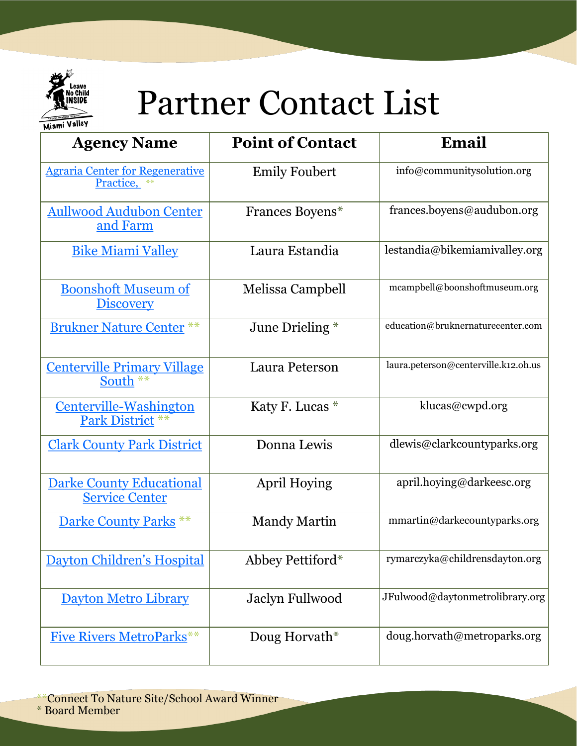# Partner Contact List

| Agency Name | Point of Contact | Email |
|---|---|---|
| Agraria Center for Regenerative Practice, ** | Emily Foubert | info@communitysolution.org |
| Aullwood Audubon Center and Farm | Frances Boyens* | frances.boyens@audubon.org |
| Bike Miami Valley | Laura Estandia | lestandia@bikemiamivalley.org |
| Boonshoft Museum of Discovery | Melissa Campbell | mcampbell@boonshoftmuseum.org |
| Brukner Nature Center ** | June Drieling * | education@bruknernaturecenter.com |
| Centerville Primary Village South ** | Laura Peterson | laura.peterson@centerville.k12.oh.us |
| Centerville-Washington Park District ** | Katy F. Lucas * | klucas@cwpd.org |
| Clark County Park District | Donna Lewis | dlewis@clarkcountyparks.org |
| Darke County Educational Service Center | April Hoying | april.hoying@darkeesc.org |
| Darke County Parks ** | Mandy Martin | mmartin@darkecountyparks.org |
| Dayton Children's Hospital | Abbey Pettiford* | rymarczyka@childrensdayton.org |
| Dayton Metro Library | Jaclyn Fullwood | JFulwood@daytonmetrolibrary.org |
| Five Rivers MetroParks** | Doug Horvath* | doug.horvath@metroparks.org |

**Connect To Nature Site/School Award Winner
* Board Member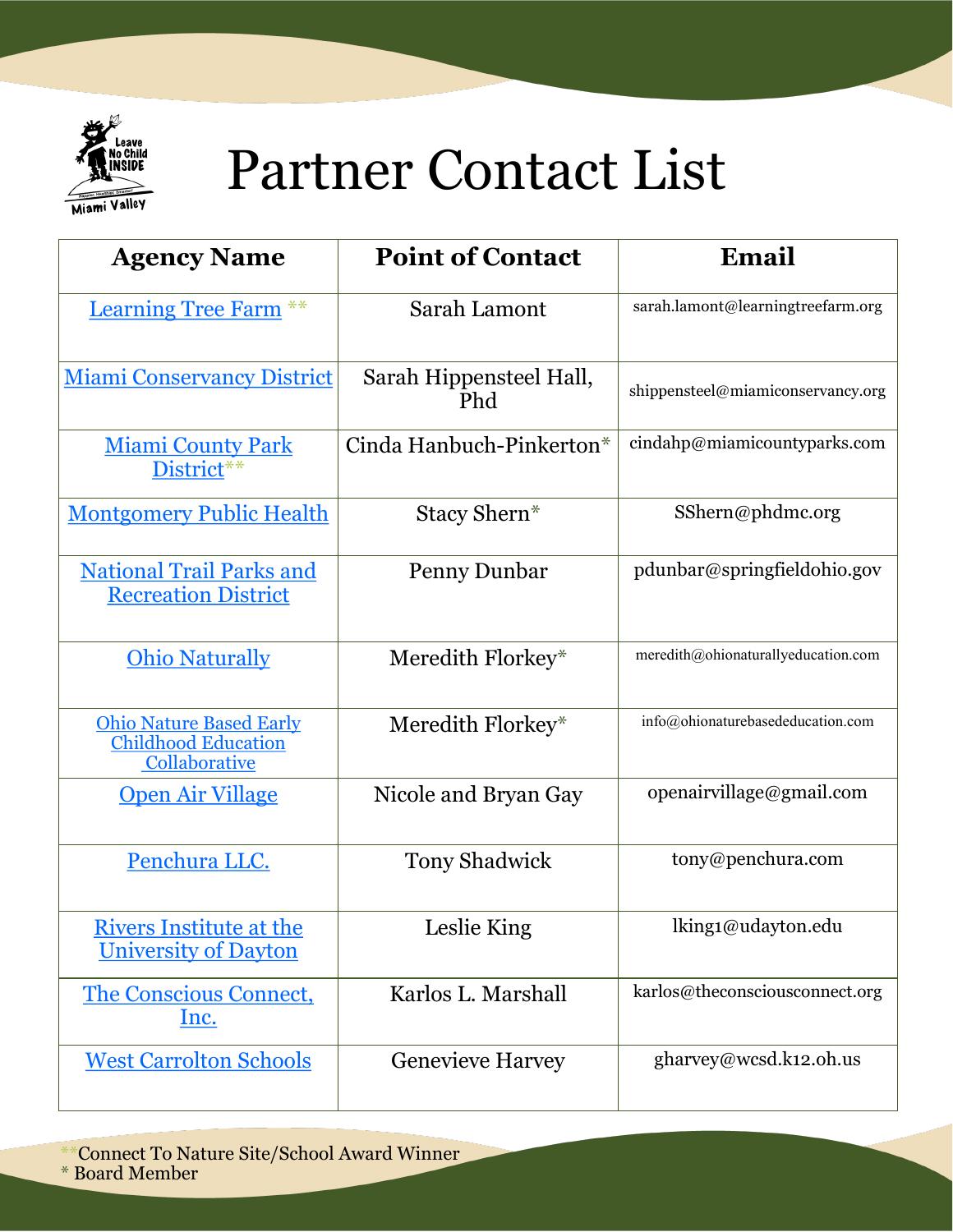# Partner Contact List

| Agency Name | Point of Contact | Email |
|---|---|---|
| Learning Tree Farm ** | Sarah Lamont | sarah.lamont@learningtreefarm.org |
| Miami Conservancy District | Sarah Hippensteel Hall, Phd | shippensteel@miamiconservancy.org |
| Miami County Park District** | Cinda Hanbuch-Pinkerton* | cindahp@miamicountyparks.com |
| Montgomery Public Health | Stacy Shern* | SShern@phdmc.org |
| National Trail Parks and Recreation District | Penny Dunbar | pdunbar@springfieldohio.gov |
| Ohio Naturally | Meredith Florkey* | meredith@ohionaturallyeducation.com |
| Ohio Nature Based Early Childhood Education Collaborative | Meredith Florkey* | info@ohionaturebasededucation.com |
| Open Air Village | Nicole and Bryan Gay | openairvillage@gmail.com |
| Penchura LLC. | Tony Shadwick | tony@penchura.com |
| Rivers Institute at the University of Dayton | Leslie King | lking1@udayton.edu |
| The Conscious Connect, Inc. | Karlos L. Marshall | karlos@theconsciousconnect.org |
| West Carrolton Schools | Genevieve Harvey | gharvey@wcsd.k12.oh.us |

**Connect To Nature Site/School Award Winner
* Board Member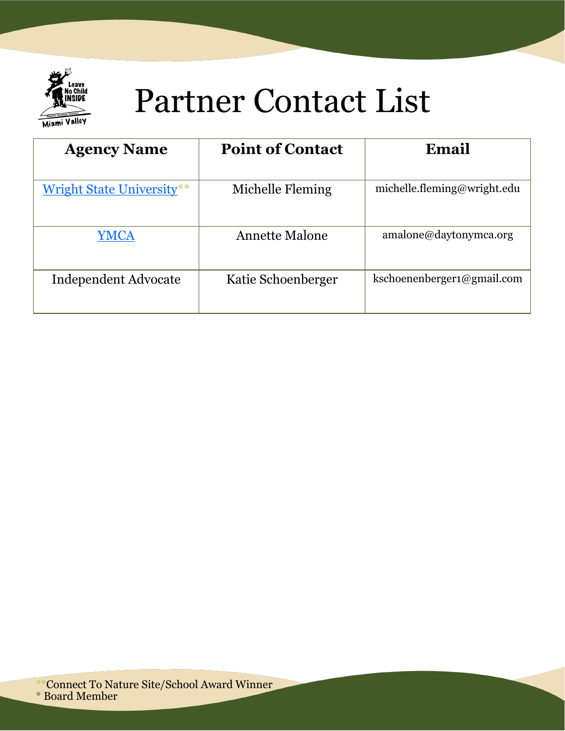# Partner Contact List

| Agency Name | Point of Contact | Email |
| --- | --- | --- |
| Wright State University** | Michelle Fleming | michelle.fleming@wright.edu |
| YMCA | Annette Malone | amalone@daytonymca.org |
| Independent Advocate | Katie Schoenberger | kschoenenberger1@gmail.com |

**Connect To Nature Site/School Award Winner
* Board Member